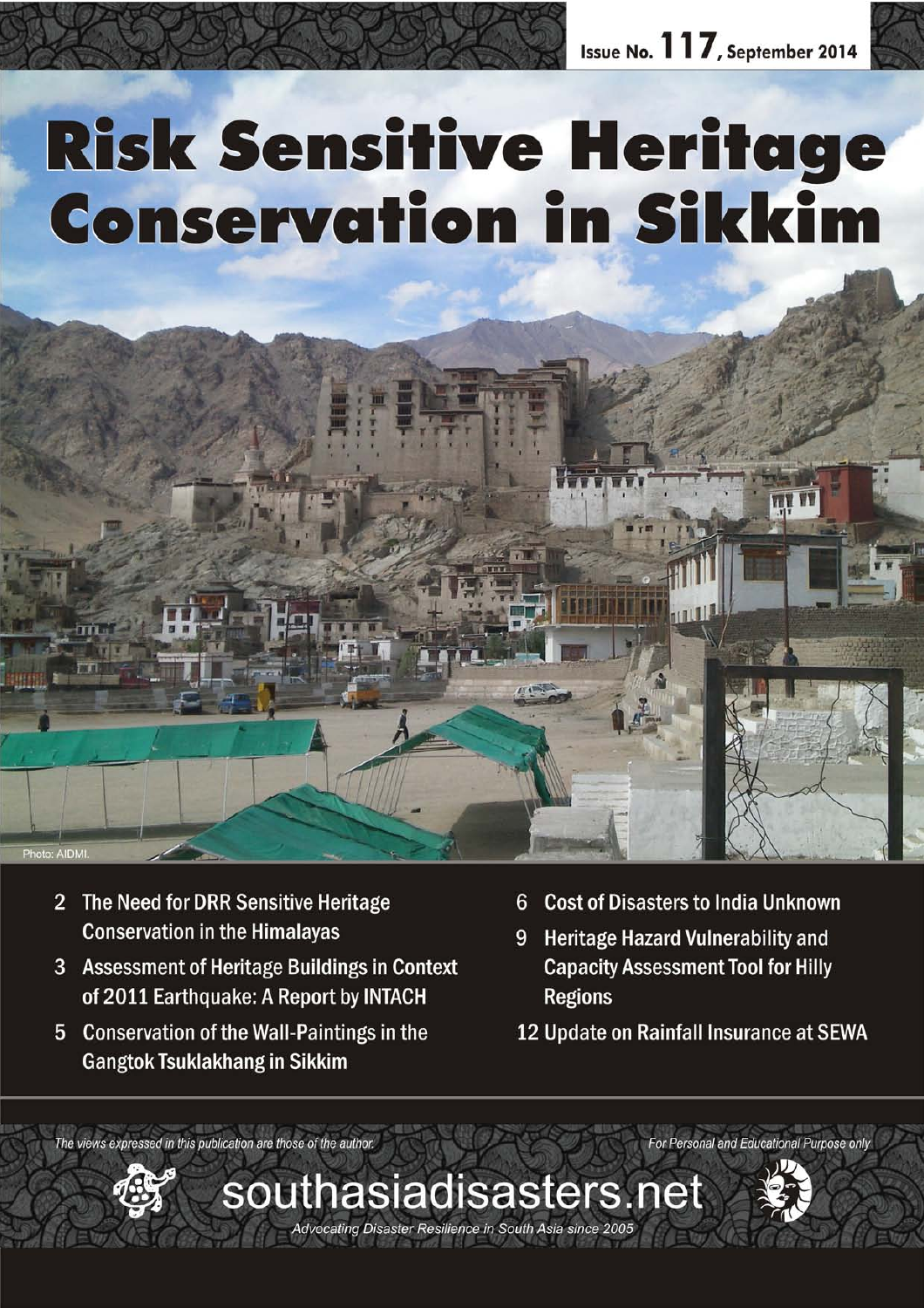Issue No. 117, September 2014

# Risk Sensitive Heritage Conservation in Sikkim

Photo: AIDMI.

- 2 The Need for DRR Sensitive Heritage Conservation in the Himalayas
- 3 Assessment of Heritage Buildings in Context of 2011 Earthquake: A Report by INTACH
- 5 Conservation of the Wall-Paintings in the Gangtok Tsuklakhang in Sikkim
- 6 Cost of Disasters to India Unknown
- 9 Heritage Hazard Vulnerability and Capacity Assessment Tool for Hilly Regions
- 12 Update on Rainfall Insurance at SEWA

*The views expressed in this publication are those of the author.*

*For Personal and Educational Purpose only*

southasiadisasters.net

*Advocating Disaster Resilience in South Asia since 2005*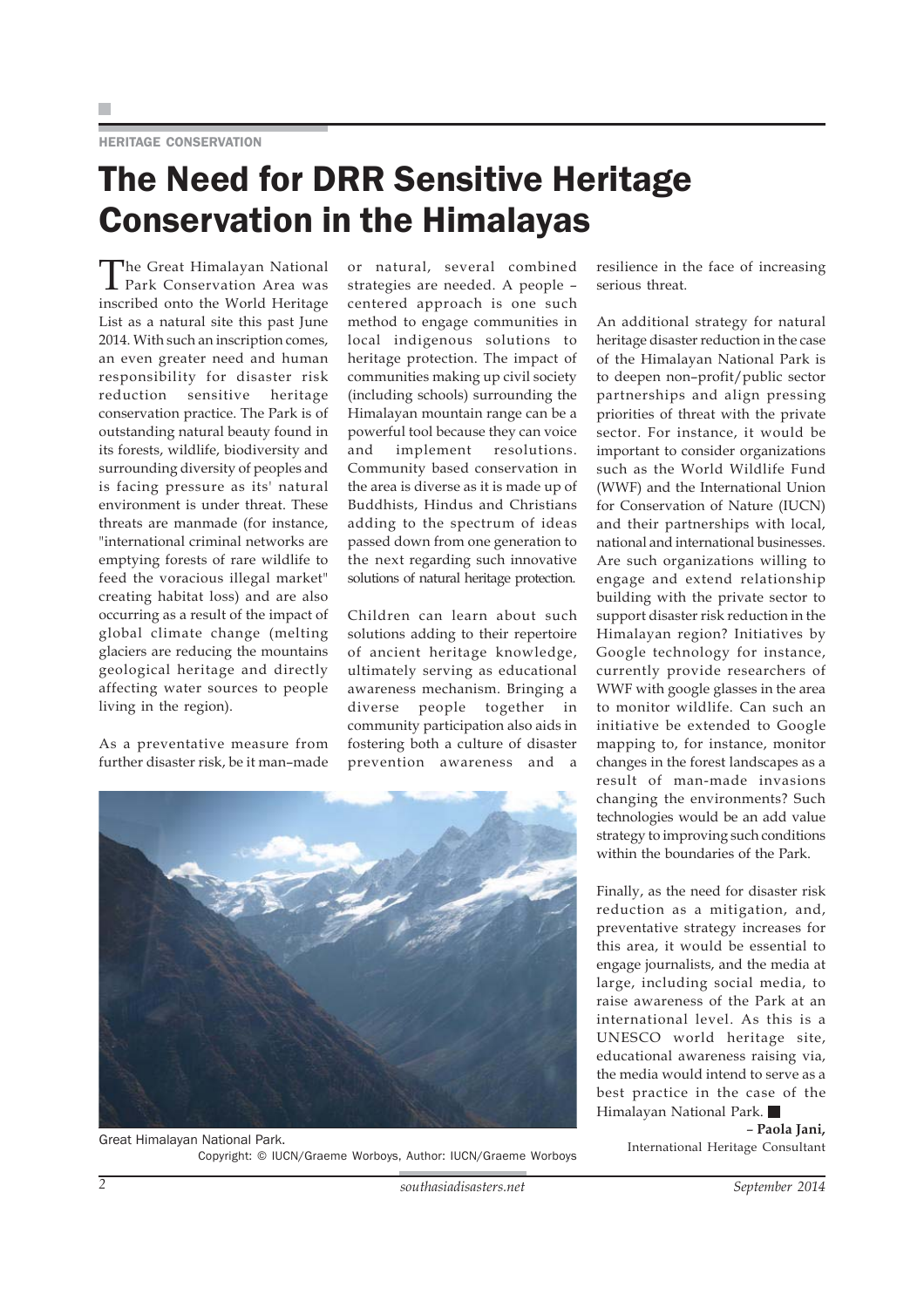HERITAGE CONSERVATION

# The Need for DRR Sensitive Heritage Conservation in the Himalayas

The Great Himalayan National Park Conservation Area was inscribed onto the World Heritage List as a natural site this past June 2014. With such an inscription comes, an even greater need and human responsibility for disaster risk reduction sensitive heritage conservation practice. The Park is of outstanding natural beauty found in its forests, wildlife, biodiversity and surrounding diversity of peoples and is facing pressure as its' natural environment is under threat. These threats are manmade (for instance, "international criminal networks are emptying forests of rare wildlife to feed the voracious illegal market" creating habitat loss) and are also occurring as a result of the impact of global climate change (melting glaciers are reducing the mountains geological heritage and directly affecting water sources to people living in the region).

As a preventative measure from further disaster risk, be it man–made or natural, several combined strategies are needed. A people – centered approach is one such method to engage communities in local indigenous solutions to heritage protection. The impact of communities making up civil society (including schools) surrounding the Himalayan mountain range can be a powerful tool because they can voice and implement resolutions. Community based conservation in the area is diverse as it is made up of Buddhists, Hindus and Christians adding to the spectrum of ideas passed down from one generation to the next regarding such innovative solutions of natural heritage protection.

Children can learn about such solutions adding to their repertoire of ancient heritage knowledge, ultimately serving as educational awareness mechanism. Bringing a diverse people together in community participation also aids in fostering both a culture of disaster prevention awareness and a resilience in the face of increasing serious threat.

Great Himalayan National Park.
Copyright: © IUCN/Graeme Worboys, Author: IUCN/Graeme Worboys

An additional strategy for natural heritage disaster reduction in the case of the Himalayan National Park is to deepen non–profit/public sector partnerships and align pressing priorities of threat with the private sector. For instance, it would be important to consider organizations such as the World Wildlife Fund (WWF) and the International Union for Conservation of Nature (IUCN) and their partnerships with local, national and international businesses. Are such organizations willing to engage and extend relationship building with the private sector to support disaster risk reduction in the Himalayan region? Initiatives by Google technology for instance, currently provide researchers of WWF with google glasses in the area to monitor wildlife. Can such an initiative be extended to Google mapping to, for instance, monitor changes in the forest landscapes as a result of man-made invasions changing the environments? Such technologies would be an add value strategy to improving such conditions within the boundaries of the Park.

Finally, as the need for disaster risk reduction as a mitigation, and, preventative strategy increases for this area, it would be essential to engage journalists, and the media at large, including social media, to raise awareness of the Park at an international level. As this is a UNESCO world heritage site, educational awareness raising via, the media would intend to serve as a best practice in the case of the Himalayan National Park. ■

**– Paola Jani,**
International Heritage Consultant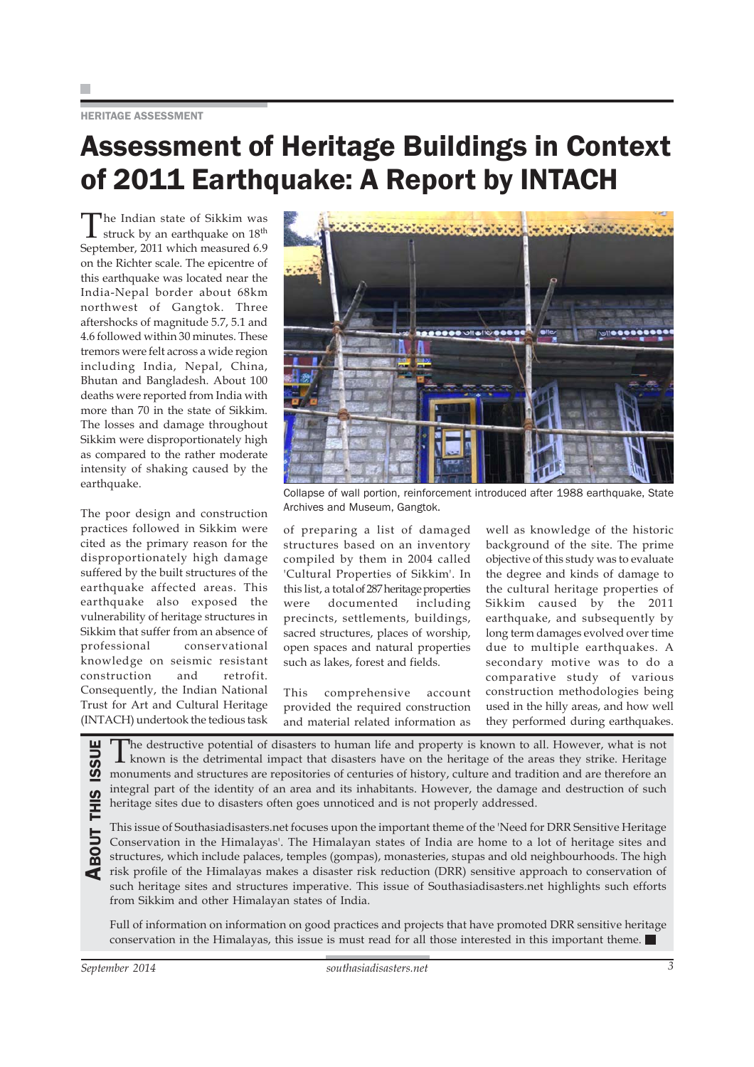HERITAGE ASSESSMENT

# Assessment of Heritage Buildings in Context of 2011 Earthquake: A Report by INTACH

The Indian state of Sikkim was struck by an earthquake on 18th September, 2011 which measured 6.9 on the Richter scale. The epicentre of this earthquake was located near the India-Nepal border about 68km northwest of Gangtok. Three aftershocks of magnitude 5.7, 5.1 and 4.6 followed within 30 minutes. These tremors were felt across a wide region including India, Nepal, China, Bhutan and Bangladesh. About 100 deaths were reported from India with more than 70 in the state of Sikkim. The losses and damage throughout Sikkim were disproportionately high as compared to the rather moderate intensity of shaking caused by the earthquake.

Collapse of wall portion, reinforcement introduced after 1988 earthquake, State Archives and Museum, Gangtok.

The poor design and construction practices followed in Sikkim were cited as the primary reason for the disproportionately high damage suffered by the built structures of the earthquake affected areas. This earthquake also exposed the vulnerability of heritage structures in Sikkim that suffer from an absence of professional conservational knowledge on seismic resistant construction and retrofit. Consequently, the Indian National Trust for Art and Cultural Heritage (INTACH) undertook the tedious task of preparing a list of damaged structures based on an inventory compiled by them in 2004 called 'Cultural Properties of Sikkim'. In this list, a total of 287 heritage properties were documented including precincts, settlements, buildings, sacred structures, places of worship, open spaces and natural properties such as lakes, forest and fields.

This comprehensive account provided the required construction and material related information as well as knowledge of the historic background of the site. The prime objective of this study was to evaluate the degree and kinds of damage to the cultural heritage properties of Sikkim caused by the 2011 earthquake, and subsequently by long term damages evolved over time due to multiple earthquakes. A secondary motive was to do a comparative study of various construction methodologies being used in the hilly areas, and how well they performed during earthquakes.

## About This Issue

The destructive potential of disasters to human life and property is known to all. However, what is not known is the detrimental impact that disasters have on the heritage of the areas they strike. Heritage monuments and structures are repositories of centuries of history, culture and tradition and are therefore an integral part of the identity of an area and its inhabitants. However, the damage and destruction of such heritage sites due to disasters often goes unnoticed and is not properly addressed.

This issue of Southasiadisasters.net focuses upon the important theme of the 'Need for DRR Sensitive Heritage Conservation in the Himalayas'. The Himalayan states of India are home to a lot of heritage sites and structures, which include palaces, temples (gompas), monasteries, stupas and old neighbourhoods. The high risk profile of the Himalayas makes a disaster risk reduction (DRR) sensitive approach to conservation of such heritage sites and structures imperative. This issue of Southasiadisasters.net highlights such efforts from Sikkim and other Himalayan states of India.

Full of information on information on good practices and projects that have promoted DRR sensitive heritage conservation in the Himalayas, this issue is must read for all those interested in this important theme. ■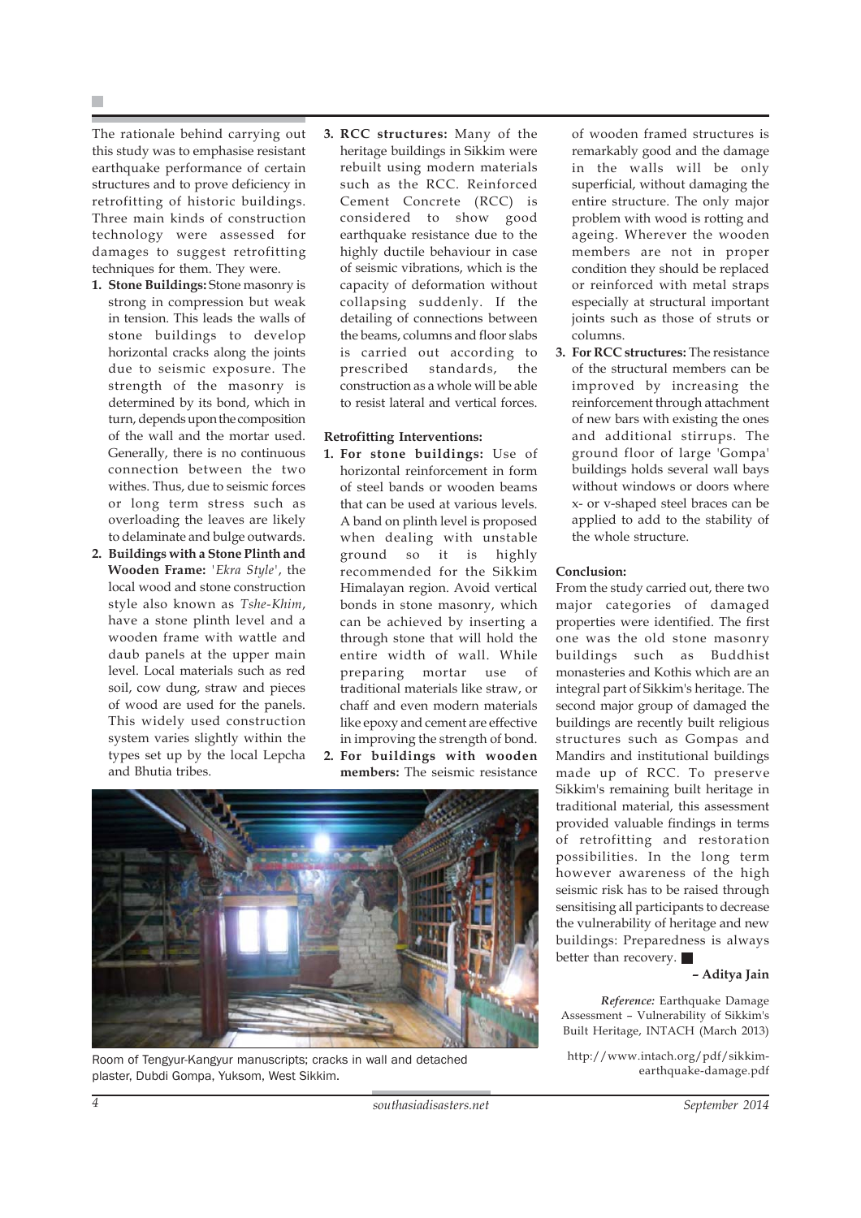The rationale behind carrying out this study was to emphasise resistant earthquake performance of certain structures and to prove deficiency in retrofitting of historic buildings. Three main kinds of construction technology were assessed for damages to suggest retrofitting techniques for them. They were.

1. **Stone Buildings:** Stone masonry is strong in compression but weak in tension. This leads the walls of stone buildings to develop horizontal cracks along the joints due to seismic exposure. The strength of the masonry is determined by its bond, which in turn, depends upon the composition of the wall and the mortar used. Generally, there is no continuous connection between the two withes. Thus, due to seismic forces or long term stress such as overloading the leaves are likely to delaminate and bulge outwards.
2. **Buildings with a Stone Plinth and Wooden Frame:** '*Ekra Style*', the local wood and stone construction style also known as *Tshe-Khim*, have a stone plinth level and a wooden frame with wattle and daub panels at the upper main level. Local materials such as red soil, cow dung, straw and pieces of wood are used for the panels. This widely used construction system varies slightly within the types set up by the local Lepcha and Bhutia tribes.
3. **RCC structures:** Many of the heritage buildings in Sikkim were rebuilt using modern materials such as the RCC. Reinforced Cement Concrete (RCC) is considered to show good earthquake resistance due to the highly ductile behaviour in case of seismic vibrations, which is the capacity of deformation without collapsing suddenly. If the detailing of connections between the beams, columns and floor slabs is carried out according to prescribed standards, the construction as a whole will be able to resist lateral and vertical forces.

**Retrofitting Interventions:**

1. **For stone buildings:** Use of horizontal reinforcement in form of steel bands or wooden beams that can be used at various levels. A band on plinth level is proposed when dealing with unstable ground so it is highly recommended for the Sikkim Himalayan region. Avoid vertical bonds in stone masonry, which can be achieved by inserting a through stone that will hold the entire width of wall. While preparing mortar use of traditional materials like straw, or chaff and even modern materials like epoxy and cement are effective in improving the strength of bond.
2. **For buildings with wooden members:** The seismic resistance of wooden framed structures is remarkably good and the damage in the walls will be only superficial, without damaging the entire structure. The only major problem with wood is rotting and ageing. Wherever the wooden members are not in proper condition they should be replaced or reinforced with metal straps especially at structural important joints such as those of struts or columns.
3. **For RCC structures:** The resistance of the structural members can be improved by increasing the reinforcement through attachment of new bars with existing the ones and additional stirrups. The ground floor of large 'Gompa' buildings holds several wall bays without windows or doors where x- or v-shaped steel braces can be applied to add to the stability of the whole structure.

Room of Tengyur-Kangyur manuscripts; cracks in wall and detached plaster, Dubdi Gompa, Yuksom, West Sikkim.

**Conclusion:**

From the study carried out, there two major categories of damaged properties were identified. The first one was the old stone masonry buildings such as Buddhist monasteries and Kothis which are an integral part of Sikkim's heritage. The second major group of damaged the buildings are recently built religious structures such as Gompas and Mandirs and institutional buildings made up of RCC. To preserve Sikkim's remaining built heritage in traditional material, this assessment provided valuable findings in terms of retrofitting and restoration possibilities. In the long term however awareness of the high seismic risk has to be raised through sensitising all participants to decrease the vulnerability of heritage and new buildings: Preparedness is always better than recovery.

**– Aditya Jain**

*Reference:* Earthquake Damage Assessment – Vulnerability of Sikkim's Built Heritage, INTACH (March 2013)

http://www.intach.org/pdf/sikkim-earthquake-damage.pdf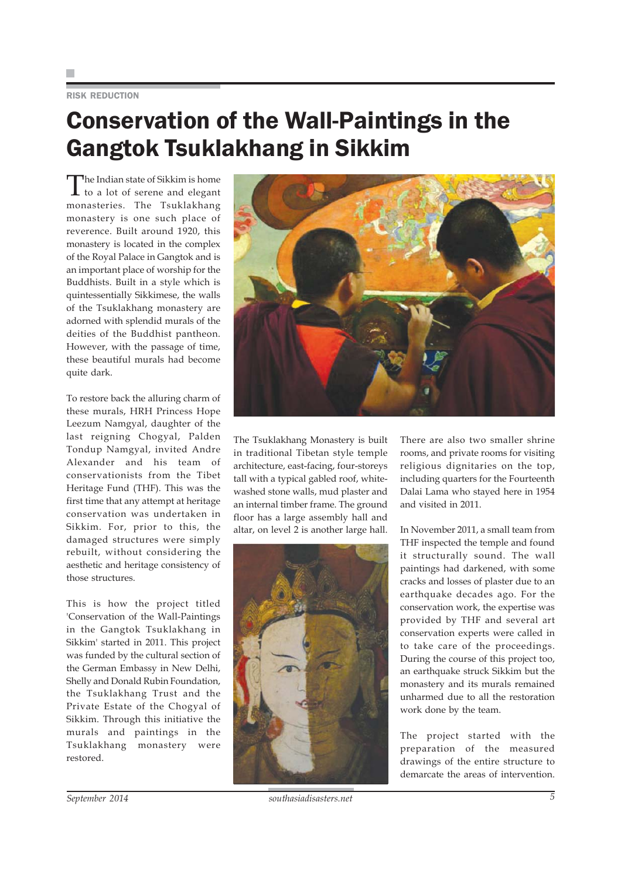RISK REDUCTION

# Conservation of the Wall-Paintings in the Gangtok Tsuklakhang in Sikkim

The Indian state of Sikkim is home to a lot of serene and elegant monasteries. The Tsuklakhang monastery is one such place of reverence. Built around 1920, this monastery is located in the complex of the Royal Palace in Gangtok and is an important place of worship for the Buddhists. Built in a style which is quintessentially Sikkimese, the walls of the Tsuklakhang monastery are adorned with splendid murals of the deities of the Buddhist pantheon. However, with the passage of time, these beautiful murals had become quite dark.

To restore back the alluring charm of these murals, HRH Princess Hope Leezum Namgyal, daughter of the last reigning Chogyal, Palden Tondup Namgyal, invited Andre Alexander and his team of conservationists from the Tibet Heritage Fund (THF). This was the first time that any attempt at heritage conservation was undertaken in Sikkim. For, prior to this, the damaged structures were simply rebuilt, without considering the aesthetic and heritage consistency of those structures.

This is how the project titled 'Conservation of the Wall-Paintings in the Gangtok Tsuklakhang in Sikkim' started in 2011. This project was funded by the cultural section of the German Embassy in New Delhi, Shelly and Donald Rubin Foundation, the Tsuklakhang Trust and the Private Estate of the Chogyal of Sikkim. Through this initiative the murals and paintings in the Tsuklakhang monastery were restored.

The Tsuklakhang Monastery is built in traditional Tibetan style temple architecture, east-facing, four-storeys tall with a typical gabled roof, white-washed stone walls, mud plaster and an internal timber frame. The ground floor has a large assembly hall and altar, on level 2 is another large hall. There are also two smaller shrine rooms, and private rooms for visiting religious dignitaries on the top, including quarters for the Fourteenth Dalai Lama who stayed here in 1954 and visited in 2011.

In November 2011, a small team from THF inspected the temple and found it structurally sound. The wall paintings had darkened, with some cracks and losses of plaster due to an earthquake decades ago. For the conservation work, the expertise was provided by THF and several art conservation experts were called in to take care of the proceedings. During the course of this project too, an earthquake struck Sikkim but the monastery and its murals remained unharmed due to all the restoration work done by the team.

The project started with the preparation of the measured drawings of the entire structure to demarcate the areas of intervention.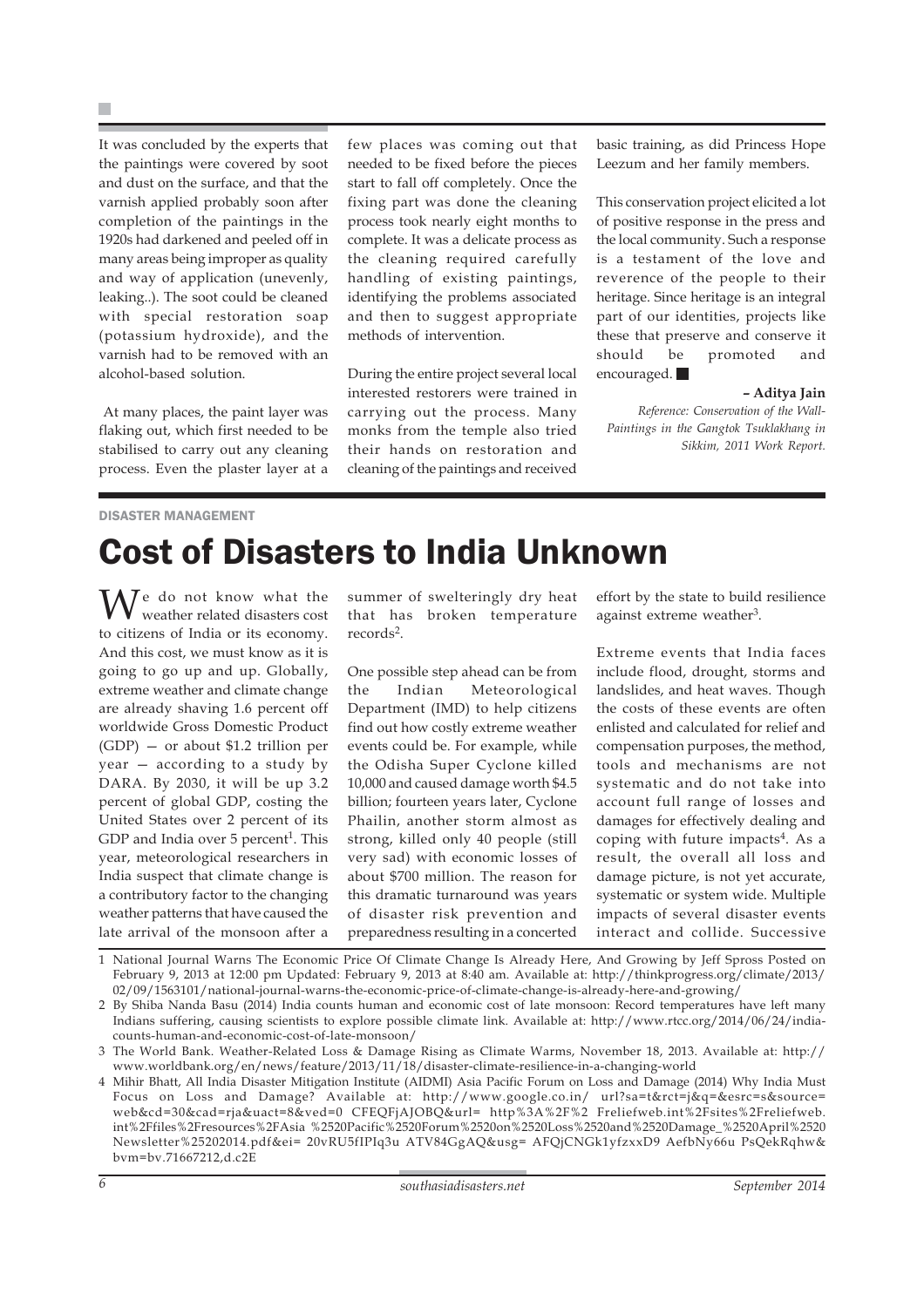It was concluded by the experts that the paintings were covered by soot and dust on the surface, and that the varnish applied probably soon after completion of the paintings in the 1920s had darkened and peeled off in many areas being improper as quality and way of application (unevenly, leaking..). The soot could be cleaned with special restoration soap (potassium hydroxide), and the varnish had to be removed with an alcohol-based solution.

At many places, the paint layer was flaking out, which first needed to be stabilised to carry out any cleaning process. Even the plaster layer at a few places was coming out that needed to be fixed before the pieces start to fall off completely. Once the fixing part was done the cleaning process took nearly eight months to complete. It was a delicate process as the cleaning required carefully handling of existing paintings, identifying the problems associated and then to suggest appropriate methods of intervention.

During the entire project several local interested restorers were trained in carrying out the process. Many monks from the temple also tried their hands on restoration and cleaning of the paintings and received basic training, as did Princess Hope Leezum and her family members.

This conservation project elicited a lot of positive response in the press and the local community. Such a response is a testament of the love and reverence of the people to their heritage. Since heritage is an integral part of our identities, projects like these that preserve and conserve it should be promoted and encouraged. ■

**– Aditya Jain**

*Reference: Conservation of the Wall-Paintings in the Gangtok Tsuklakhang in Sikkim, 2011 Work Report.*

DISASTER MANAGEMENT

# Cost of Disasters to India Unknown

We do not know what the weather related disasters cost to citizens of India or its economy. And this cost, we must know as it is going to go up and up. Globally, extreme weather and climate change are already shaving 1.6 percent off worldwide Gross Domestic Product (GDP) — or about $1.2 trillion per year — according to a study by DARA. By 2030, it will be up 3.2 percent of global GDP, costing the United States over 2 percent of its GDP and India over 5 percent[1]. This year, meteorological researchers in India suspect that climate change is a contributory factor to the changing weather patterns that have caused the late arrival of the monsoon after a summer of swelteringly dry heat that has broken temperature records[2].

One possible step ahead can be from the Indian Meteorological Department (IMD) to help citizens find out how costly extreme weather events could be. For example, while the Odisha Super Cyclone killed 10,000 and caused damage worth $4.5 billion; fourteen years later, Cyclone Phailin, another storm almost as strong, killed only 40 people (still very sad) with economic losses of about $700 million. The reason for this dramatic turnaround was years of disaster risk prevention and preparedness resulting in a concerted effort by the state to build resilience against extreme weather[3].

Extreme events that India faces include flood, drought, storms and landslides, and heat waves. Though the costs of these events are often enlisted and calculated for relief and compensation purposes, the method, tools and mechanisms are not systematic and do not take into account full range of losses and damages for effectively dealing and coping with future impacts[4]. As a result, the overall loss and damage picture, is not yet accurate, systematic or system wide. Multiple impacts of several disaster events interact and collide. Successive

1 National Journal Warns The Economic Price Of Climate Change Is Already Here, And Growing by Jeff Spross Posted on February 9, 2013 at 12:00 pm Updated: February 9, 2013 at 8:40 am. Available at: http://thinkprogress.org/climate/2013/02/09/1563101/national-journal-warns-the-economic-price-of-climate-change-is-already-here-and-growing/

2 By Shiba Nanda Basu (2014) India counts human and economic cost of late monsoon: Record temperatures have left many Indians suffering, causing scientists to explore possible climate link. Available at: http://www.rtcc.org/2014/06/24/india-counts-human-and-economic-cost-of-late-monsoon/

3 The World Bank. Weather-Related Loss & Damage Rising as Climate Warms, November 18, 2013. Available at: http://www.worldbank.org/en/news/feature/2013/11/18/disaster-climate-resilience-in-a-changing-world

4 Mihir Bhatt, All India Disaster Mitigation Institute (AIDMI) Asia Pacific Forum on Loss and Damage (2014) Why India Must Focus on Loss and Damage? Available at: http://www.google.co.in/ url?sa=t&rct=j&q=&esrc=s&source=web&cd=30&cad=rja&uact=8&ved=0 CFEQFjAJOBQ&url= http%3A%2F%2 Freliefweb.int%2Fsites%2Freliefweb.int%2Ffiles%2Fresources%2FAsia %2520Pacific%2520Forum%2520on%2520Loss%2520and%2520Damage_%2520April%2520 Newsletter%25202014.pdf&ei= 20vRU5fIPIq3u ATV84GgAQ&usg= AFQjCNGk1yfzxxD9 AefbNy66u PsQekRqhw&bvm=bv.71667212,d.c2E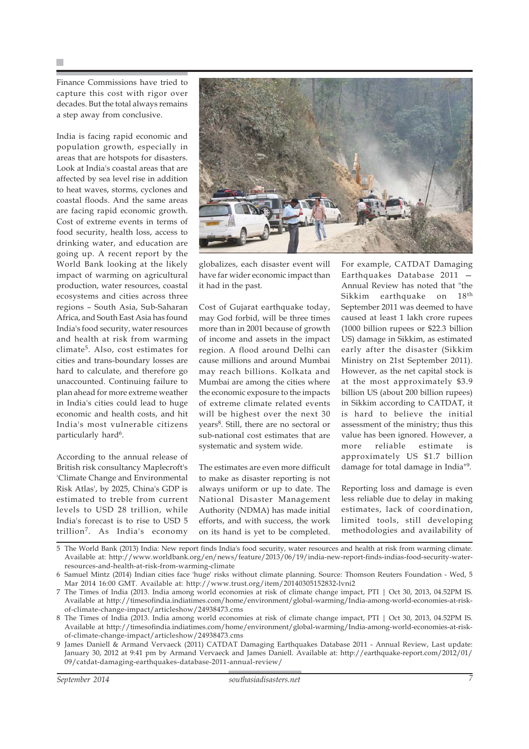Finance Commissions have tried to capture this cost with rigor over decades. But the total always remains a step away from conclusive.

India is facing rapid economic and population growth, especially in areas that are hotspots for disasters. Look at India's coastal areas that are affected by sea level rise in addition to heat waves, storms, cyclones and coastal floods. And the same areas are facing rapid economic growth. Cost of extreme events in terms of food security, health loss, access to drinking water, and education are going up. A recent report by the World Bank looking at the likely impact of warming on agricultural production, water resources, coastal ecosystems and cities across three regions – South Asia, Sub-Saharan Africa, and South East Asia has found India's food security, water resources and health at risk from warming climate[5]. Also, cost estimates for cities and trans-boundary losses are hard to calculate, and therefore go unaccounted. Continuing failure to plan ahead for more extreme weather in India's cities could lead to huge economic and health costs, and hit India's most vulnerable citizens particularly hard[6].

According to the annual release of British risk consultancy Maplecroft's 'Climate Change and Environmental Risk Atlas', by 2025, China's GDP is estimated to treble from current levels to USD 28 trillion, while India's forecast is to rise to USD 5 trillion[7]. As India's economy globalizes, each disaster event will have far wider economic impact than it had in the past.

Cost of Gujarat earthquake today, may God forbid, will be three times more than in 2001 because of growth of income and assets in the impact region. A flood around Delhi can cause millions and around Mumbai may reach billions. Kolkata and Mumbai are among the cities where the economic exposure to the impacts of extreme climate related events will be highest over the next 30 years[8]. Still, there are no sectoral or sub-national cost estimates that are systematic and system wide.

The estimates are even more difficult to make as disaster reporting is not always uniform or up to date. The National Disaster Management Authority (NDMA) has made initial efforts, and with success, the work on its hand is yet to be completed. For example, CATDAT Damaging Earthquakes Database 2011 — Annual Review has noted that "the Sikkim earthquake on 18th September 2011 was deemed to have caused at least 1 lakh crore rupees (1000 billion rupees or $22.3 billion US) damage in Sikkim, as estimated early after the disaster (Sikkim Ministry on 21st September 2011). However, as the net capital stock is at the most approximately $3.9 billion US (about 200 billion rupees) in Sikkim according to CATDAT, it is hard to believe the initial assessment of the ministry; thus this value has been ignored. However, a more reliable estimate is approximately US $1.7 billion damage for total damage in India"[9].

Reporting loss and damage is even less reliable due to delay in making estimates, lack of coordination, limited tools, still developing methodologies and availability of

---

5 The World Bank (2013) India: New report finds India's food security, water resources and health at risk from warming climate. Available at: http://www.worldbank.org/en/news/feature/2013/06/19/india-new-report-finds-indias-food-security-water-resources-and-health-at-risk-from-warming-climate

6 Samuel Mintz (2014) Indian cities face 'huge' risks without climate planning. Source: Thomson Reuters Foundation - Wed, 5 Mar 2014 16:00 GMT. Available at: http://www.trust.org/item/20140305152832-lvni2

7 The Times of India (2013. India among world economies at risk of climate change impact, PTI | Oct 30, 2013, 04.52PM IS. Available at http://timesofindia.indiatimes.com/home/environment/global-warming/India-among-world-economies-at-risk-of-climate-change-impact/articleshow/24938473.cms

8 The Times of India (2013. India among world economies at risk of climate change impact, PTI | Oct 30, 2013, 04.52PM IS. Available at http://timesofindia.indiatimes.com/home/environment/global-warming/India-among-world-economies-at-risk-of-climate-change-impact/articleshow/24938473.cms

9 James Daniell & Armand Vervaeck (2011) CATDAT Damaging Earthquakes Database 2011 - Annual Review, Last update: January 30, 2012 at 9:41 pm by Armand Vervaeck and James Daniell. Available at: http://earthquake-report.com/2012/01/09/catdat-damaging-earthquakes-database-2011-annual-review/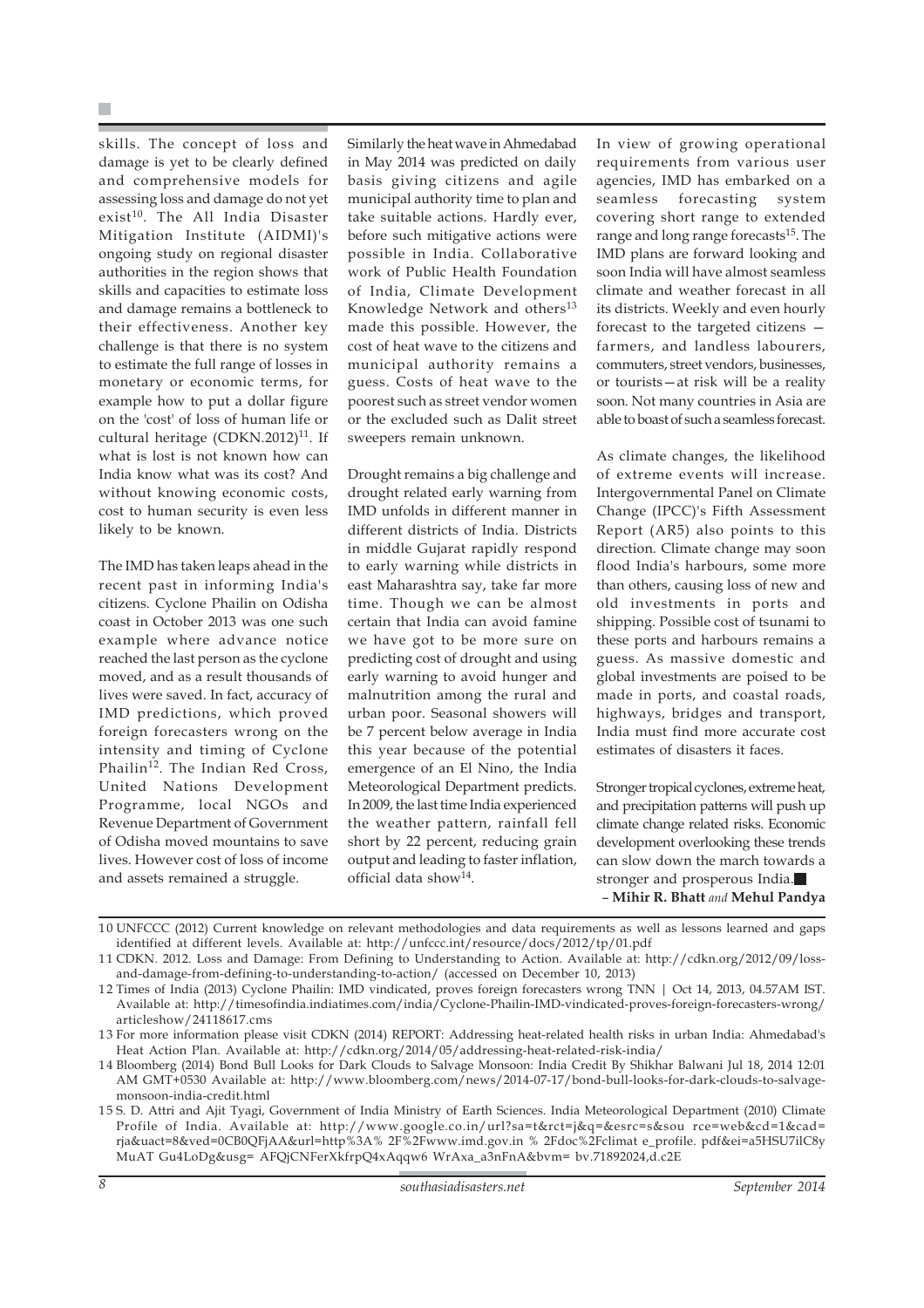skills. The concept of loss and damage is yet to be clearly defined and comprehensive models for assessing loss and damage do not yet exist[10]. The All India Disaster Mitigation Institute (AIDMI)'s ongoing study on regional disaster authorities in the region shows that skills and capacities to estimate loss and damage remains a bottleneck to their effectiveness. Another key challenge is that there is no system to estimate the full range of losses in monetary or economic terms, for example how to put a dollar figure on the 'cost' of loss of human life or cultural heritage (CDKN.2012)[11]. If what is lost is not known how can India know what was its cost? And without knowing economic costs, cost to human security is even less likely to be known.

The IMD has taken leaps ahead in the recent past in informing India's citizens. Cyclone Phailin on Odisha coast in October 2013 was one such example where advance notice reached the last person as the cyclone moved, and as a result thousands of lives were saved. In fact, accuracy of IMD predictions, which proved foreign forecasters wrong on the intensity and timing of Cyclone Phailin[12]. The Indian Red Cross, United Nations Development Programme, local NGOs and Revenue Department of Government of Odisha moved mountains to save lives. However cost of loss of income and assets remained a struggle.

Similarly the heat wave in Ahmedabad in May 2014 was predicted on daily basis giving citizens and agile municipal authority time to plan and take suitable actions. Hardly ever, before such mitigative actions were possible in India. Collaborative work of Public Health Foundation of India, Climate Development Knowledge Network and others[13] made this possible. However, the cost of heat wave to the citizens and municipal authority remains a guess. Costs of heat wave to the poorest such as street vendor women or the excluded such as Dalit street sweepers remain unknown.

Drought remains a big challenge and drought related early warning from IMD unfolds in different manner in different districts of India. Districts in middle Gujarat rapidly respond to early warning while districts in east Maharashtra say, take far more time. Though we can be almost certain that India can avoid famine we have got to be more sure on predicting cost of drought and using early warning to avoid hunger and malnutrition among the rural and urban poor. Seasonal showers will be 7 percent below average in India this year because of the potential emergence of an El Nino, the India Meteorological Department predicts. In 2009, the last time India experienced the weather pattern, rainfall fell short by 22 percent, reducing grain output and leading to faster inflation, official data show[14].

In view of growing operational requirements from various user agencies, IMD has embarked on a seamless forecasting system covering short range to extended range and long range forecasts[15]. The IMD plans are forward looking and soon India will have almost seamless climate and weather forecast in all its districts. Weekly and even hourly forecast to the targeted citizens — farmers, and landless labourers, commuters, street vendors, businesses, or tourists—at risk will be a reality soon. Not many countries in Asia are able to boast of such a seamless forecast.

As climate changes, the likelihood of extreme events will increase. Intergovernmental Panel on Climate Change (IPCC)'s Fifth Assessment Report (AR5) also points to this direction. Climate change may soon flood India's harbours, some more than others, causing loss of new and old investments in ports and shipping. Possible cost of tsunami to these ports and harbours remains a guess. As massive domestic and global investments are poised to be made in ports, and coastal roads, highways, bridges and transport, India must find more accurate cost estimates of disasters it faces.

Stronger tropical cyclones, extreme heat, and precipitation patterns will push up climate change related risks. Economic development overlooking these trends can slow down the march towards a stronger and prosperous India.■

– **Mihir R. Bhatt** *and* **Mehul Pandya**

---

10 UNFCCC (2012) Current knowledge on relevant methodologies and data requirements as well as lessons learned and gaps identified at different levels. Available at: http://unfccc.int/resource/docs/2012/tp/01.pdf

11 CDKN. 2012. Loss and Damage: From Defining to Understanding to Action. Available at: http://cdkn.org/2012/09/loss-and-damage-from-defining-to-understanding-to-action/ (accessed on December 10, 2013)

12 Times of India (2013) Cyclone Phailin: IMD vindicated, proves foreign forecasters wrong TNN | Oct 14, 2013, 04.57AM IST. Available at: http://timesofindia.indiatimes.com/india/Cyclone-Phailin-IMD-vindicated-proves-foreign-forecasters-wrong/articleshow/24118617.cms

13 For more information please visit CDKN (2014) REPORT: Addressing heat-related health risks in urban India: Ahmedabad's Heat Action Plan. Available at: http://cdkn.org/2014/05/addressing-heat-related-risk-india/

14 Bloomberg (2014) Bond Bull Looks for Dark Clouds to Salvage Monsoon: India Credit By Shikhar Balwani Jul 18, 2014 12:01 AM GMT+0530 Available at: http://www.bloomberg.com/news/2014-07-17/bond-bull-looks-for-dark-clouds-to-salvage-monsoon-india-credit.html

15 S. D. Attri and Ajit Tyagi, Government of India Ministry of Earth Sciences. India Meteorological Department (2010) Climate Profile of India. Available at: http://www.google.co.in/url?sa=t&rct=j&q=&esrc=s&sou rce=web&cd=1&cad=rja&uact=8&ved=0CB0QFjAA&url=http%3A% 2F%2Fwww.imd.gov.in % 2Fdoc%2Fclimat e_profile. pdf&ei=a5HSU7ilC8y MuAT Gu4LoDg&usg= AFQjCNFerXkfrpQ4xAqqw6 WrAxa_a3nFnA&bvm= bv.71892024,d.c2E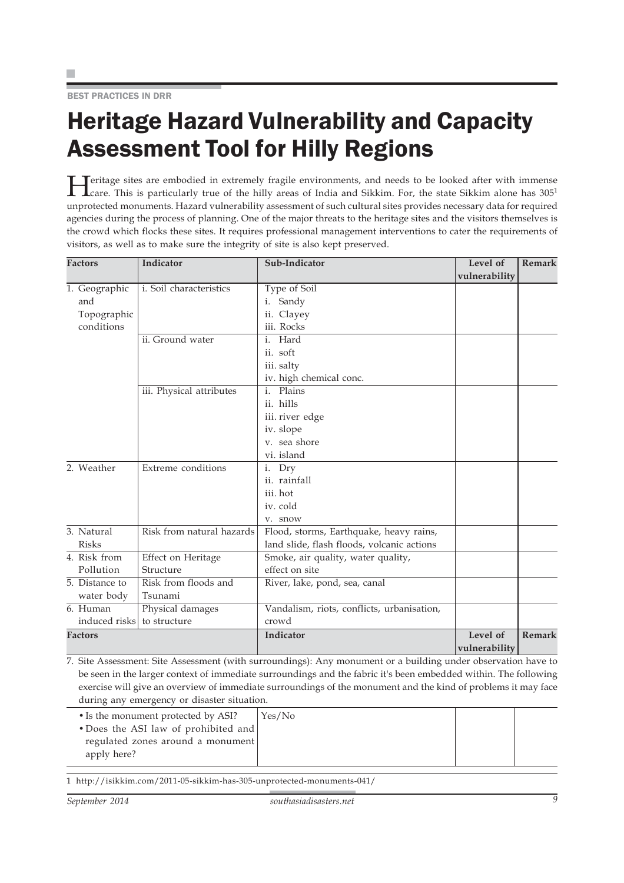BEST PRACTICES IN DRR

# Heritage Hazard Vulnerability and Capacity Assessment Tool for Hilly Regions

Heritage sites are embodied in extremely fragile environments, and needs to be looked after with immense care. This is particularly true of the hilly areas of India and Sikkim. For, the state Sikkim alone has 305[1] unprotected monuments. Hazard vulnerability assessment of such cultural sites provides necessary data for required agencies during the process of planning. One of the major threats to the heritage sites and the visitors themselves is the crowd which flocks these sites. It requires professional management interventions to cater the requirements of visitors, as well as to make sure the integrity of site is also kept preserved.

| Factors | Indicator | Sub-Indicator | Level of vulnerability | Remark |
|---|---|---|---|---|
| 1. Geographic and Topographic conditions | i. Soil characteristics | Type of Soil<br>i. Sandy<br>ii. Clayey<br>iii. Rocks | | |
| | ii. Ground water | i. Hard<br>ii. soft<br>iii. salty<br>iv. high chemical conc. | | |
| | iii. Physical attributes | i. Plains<br>ii. hills<br>iii. river edge<br>iv. slope<br>v. sea shore<br>vi. island | | |
| 2. Weather | Extreme conditions | i. Dry<br>ii. rainfall<br>iii. hot<br>iv. cold<br>v. snow | | |
| 3. Natural Risks | Risk from natural hazards | Flood, storms, Earthquake, heavy rains, land slide, flash floods, volcanic actions | | |
| 4. Risk from Pollution | Effect on Heritage Structure | Smoke, air quality, water quality, effect on site | | |
| 5. Distance to water body | Risk from floods and Tsunami | River, lake, pond, sea, canal | | |
| 6. Human induced risks | Physical damages to structure | Vandalism, riots, conflicts, urbanisation, crowd | | |
| **Factors** | | **Indicator** | **Level of vulnerability** | **Remark** |
| 7. Site Assessment: Site Assessment (with surroundings): Any monument or a building under observation have to be seen in the larger context of immediate surroundings and the fabric it's been embedded within. The following exercise will give an overview of immediate surroundings of the monument and the kind of problems it may face during any emergency or disaster situation. | | | | |
| • Is the monument protected by ASI?<br>• Does the ASI law of prohibited and regulated zones around a monument apply here? | | Yes/No | | |

1 http://isikkim.com/2011-05-sikkim-has-305-unprotected-monuments-041/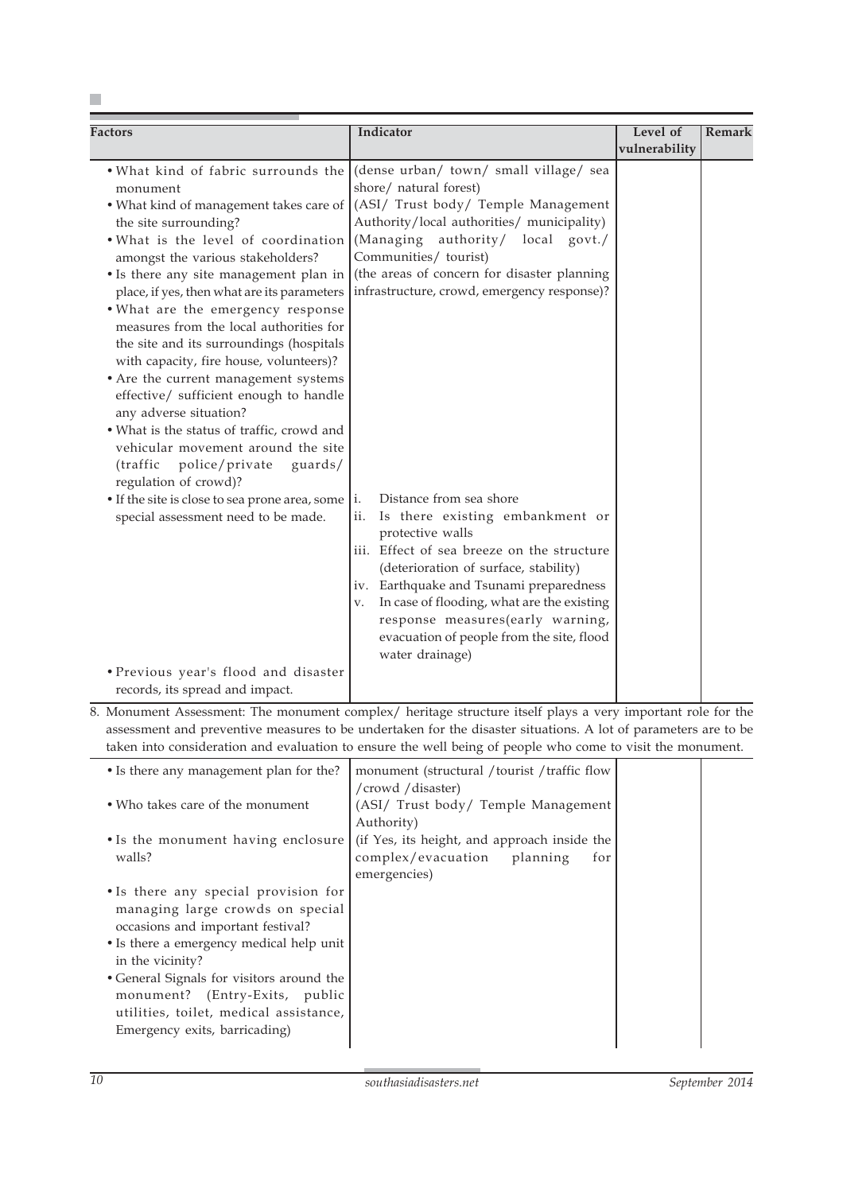| Factors | Indicator | Level of vulnerability | Remark |
|---|---|---|---|
| • What kind of fabric surrounds the monument | (dense urban/ town/ small village/ sea shore/ natural forest) | | |
| • What kind of management takes care of the site surrounding? | (ASI/ Trust body/ Temple Management Authority/local authorities/ municipality) | | |
| • What is the level of coordination amongst the various stakeholders? | (Managing authority/ local govt./ Communities/ tourist) | | |
| • Is there any site management plan in place, if yes, then what are its parameters | (the areas of concern for disaster planning infrastructure, crowd, emergency response)? | | |
| • What are the emergency response measures from the local authorities for the site and its surroundings (hospitals with capacity, fire house, volunteers)? | | | |
| • Are the current management systems effective/ sufficient enough to handle any adverse situation? | | | |
| • What is the status of traffic, crowd and vehicular movement around the site (traffic police/private guards/ regulation of crowd)? | | | |
| • If the site is close to sea prone area, some special assessment need to be made. | i. Distance from sea shore<br>ii. Is there existing embankment or protective walls<br>iii. Effect of sea breeze on the structure (deterioration of surface, stability)<br>iv. Earthquake and Tsunami preparedness<br>v. In case of flooding, what are the existing response measures(early warning, evacuation of people from the site, flood water drainage) | | |
| • Previous year's flood and disaster records, its spread and impact. | | | |

8. Monument Assessment: The monument complex/ heritage structure itself plays a very important role for the assessment and preventive measures to be undertaken for the disaster situations. A lot of parameters are to be taken into consideration and evaluation to ensure the well being of people who come to visit the monument.

| Factors | Indicator | Level of vulnerability | Remark |
|---|---|---|---|
| • Is there any management plan for the? | monument (structural /tourist /traffic flow /crowd /disaster) | | |
| • Who takes care of the monument | (ASI/ Trust body/ Temple Management Authority) | | |
| • Is the monument having enclosure walls? | (if Yes, its height, and approach inside the complex/evacuation planning for emergencies) | | |
| • Is there any special provision for managing large crowds on special occasions and important festival? | | | |
| • Is there a emergency medical help unit in the vicinity? | | | |
| • General Signals for visitors around the monument? (Entry-Exits, public utilities, toilet, medical assistance, Emergency exits, barricading) | | | |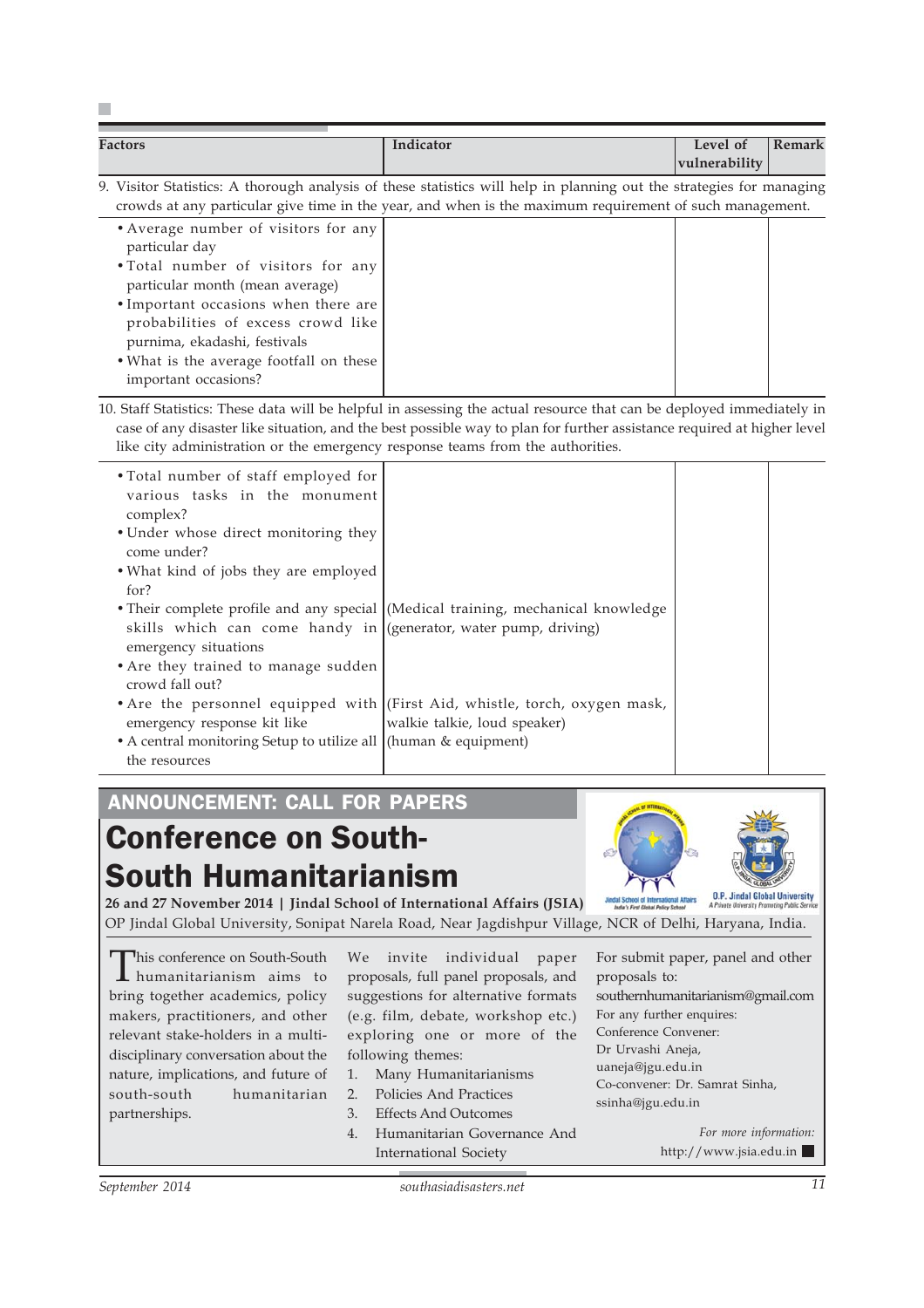| Factors | Indicator | Level of vulnerability | Remark |
|---|---|---|---|
| 9. Visitor Statistics: A thorough analysis of these statistics will help in planning out the strategies for managing crowds at any particular give time in the year, and when is the maximum requirement of such management. | | | |
| • Average number of visitors for any particular day<br>• Total number of visitors for any particular month (mean average)<br>• Important occasions when there are probabilities of excess crowd like purnima, ekadashi, festivals<br>• What is the average footfall on these important occasions? | | | |
| 10. Staff Statistics: These data will be helpful in assessing the actual resource that can be deployed immediately in case of any disaster like situation, and the best possible way to plan for further assistance required at higher level like city administration or the emergency response teams from the authorities. | | | |
| • Total number of staff employed for various tasks in the monument complex?<br>• Under whose direct monitoring they come under?<br>• What kind of jobs they are employed for? | | | |
| • Their complete profile and any special skills which can come handy in emergency situations | (Medical training, mechanical knowledge (generator, water pump, driving) | | |
| • Are they trained to manage sudden crowd fall out? | | | |
| • Are the personnel equipped with emergency response kit like | (First Aid, whistle, torch, oxygen mask, walkie talkie, loud speaker) | | |
| • A central monitoring Setup to utilize all the resources | (human & equipment) | | |

## ANNOUNCEMENT: CALL FOR PAPERS

# Conference on South-South Humanitarianism

**26 and 27 November 2014 | Jindal School of International Affairs (JSIA)**

OP Jindal Global University, Sonipat Narela Road, Near Jagdishpur Village, NCR of Delhi, Haryana, India.

This conference on South-South humanitarianism aims to bring together academics, policy makers, practitioners, and other relevant stake-holders in a multi-disciplinary conversation about the nature, implications, and future of south-south humanitarian partnerships.

We invite individual paper proposals, full panel proposals, and suggestions for alternative formats (e.g. film, debate, workshop etc.) exploring one or more of the following themes:

1. Many Humanitarianisms
2. Policies And Practices
3. Effects And Outcomes
4. Humanitarian Governance And International Society

For submit paper, panel and other proposals to:
southernhumanitarianism@gmail.com

For any further enquires:
Conference Convener:
Dr Urvashi Aneja,
uaneja@jgu.edu.in
Co-convener: Dr. Samrat Sinha,
ssinha@jgu.edu.in

*For more information:*
http://www.jsia.edu.in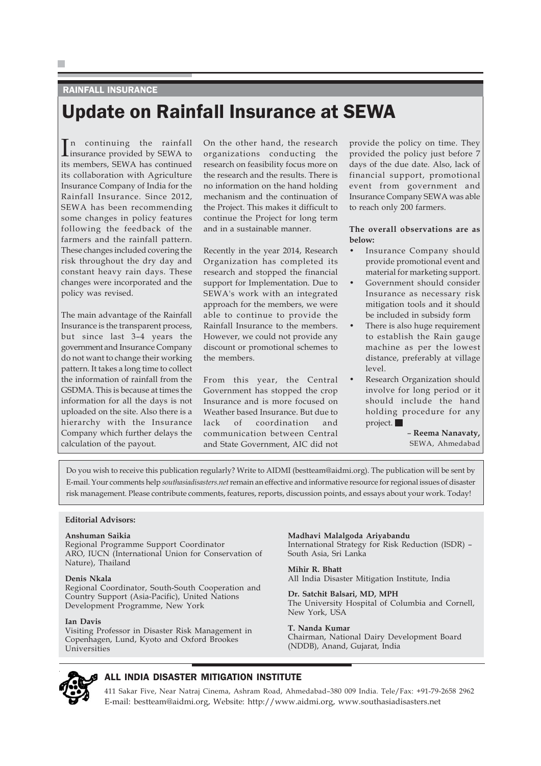RAINFALL INSURANCE

# Update on Rainfall Insurance at SEWA

In continuing the rainfall insurance provided by SEWA to its members, SEWA has continued its collaboration with Agriculture Insurance Company of India for the Rainfall Insurance. Since 2012, SEWA has been recommending some changes in policy features following the feedback of the farmers and the rainfall pattern. These changes included covering the risk throughout the dry day and constant heavy rain days. These changes were incorporated and the policy was revised.

The main advantage of the Rainfall Insurance is the transparent process, but since last 3–4 years the government and Insurance Company do not want to change their working pattern. It takes a long time to collect the information of rainfall from the GSDMA. This is because at times the information for all the days is not uploaded on the site. Also there is a hierarchy with the Insurance Company which further delays the calculation of the payout.

On the other hand, the research organizations conducting the research on feasibility focus more on the research and the results. There is no information on the hand holding mechanism and the continuation of the Project. This makes it difficult to continue the Project for long term and in a sustainable manner.

Recently in the year 2014, Research Organization has completed its research and stopped the financial support for Implementation. Due to SEWA's work with an integrated approach for the members, we were able to continue to provide the Rainfall Insurance to the members. However, we could not provide any discount or promotional schemes to the members.

From this year, the Central Government has stopped the crop Insurance and is more focused on Weather based Insurance. But due to lack of coordination and communication between Central and State Government, AIC did not provide the policy on time. They provided the policy just before 7 days of the due date. Also, lack of financial support, promotional event from government and Insurance Company SEWA was able to reach only 200 farmers.

**The overall observations are as below:**

- Insurance Company should provide promotional event and material for marketing support.
- Government should consider Insurance as necessary risk mitigation tools and it should be included in subsidy form
- There is also huge requirement to establish the Rain gauge machine as per the lowest distance, preferably at village level.
- Research Organization should involve for long period or it should include the hand holding procedure for any project. ■

**– Reema Nanavaty,**
SEWA, Ahmedabad

Do you wish to receive this publication regularly? Write to AIDMI (bestteam@aidmi.org). The publication will be sent by E-mail. Your comments help *southasiadisasters.net* remain an effective and informative resource for regional issues of disaster risk management. Please contribute comments, features, reports, discussion points, and essays about your work. Today!

**Editorial Advisors:**

**Anshuman Saikia**
Regional Programme Support Coordinator
ARO, IUCN (International Union for Conservation of Nature), Thailand

**Denis Nkala**
Regional Coordinator, South-South Cooperation and Country Support (Asia-Pacific), United Nations Development Programme, New York

**Ian Davis**
Visiting Professor in Disaster Risk Management in Copenhagen, Lund, Kyoto and Oxford Brookes Universities

**Madhavi Malalgoda Ariyabandu**
International Strategy for Risk Reduction (ISDR) – South Asia, Sri Lanka

**Mihir R. Bhatt**
All India Disaster Mitigation Institute, India

**Dr. Satchit Balsari, MD, MPH**
The University Hospital of Columbia and Cornell, New York, USA

**T. Nanda Kumar**
Chairman, National Dairy Development Board (NDDB), Anand, Gujarat, India

**ALL INDIA DISASTER MITIGATION INSTITUTE**

411 Sakar Five, Near Natraj Cinema, Ashram Road, Ahmedabad–380 009 India. Tele/Fax: +91-79-2658 2962
E-mail: bestteam@aidmi.org, Website: http://www.aidmi.org, www.southasiadisasters.net